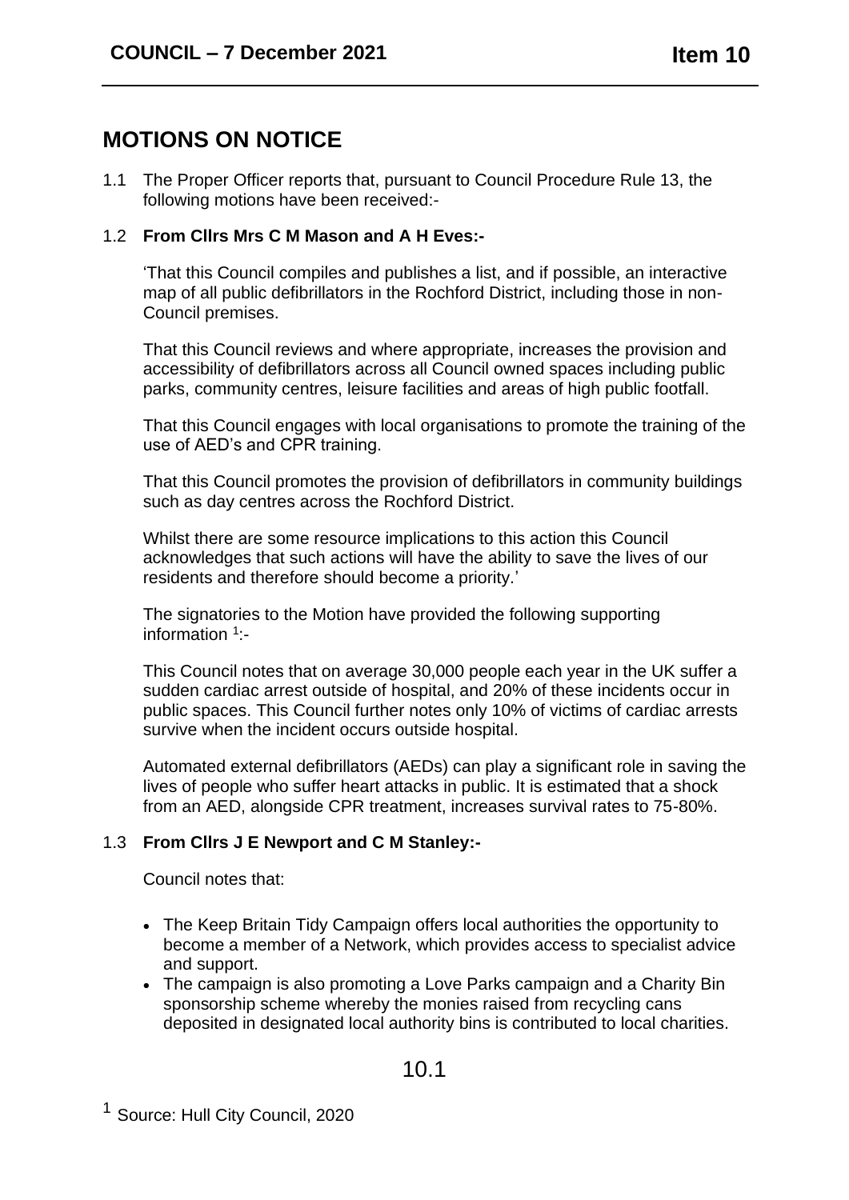# MOTIONS ON NOTICE

1.1 The Proper Officer reports that, pursuant to Council Procedure Rule 13, the following motions have been received:-

1.2 **From Cllrs Mrs C M Mason and A H Eves:-**

'That this Council compiles and publishes a list, and if possible, an interactive map of all public defibrillators in the Rochford District, including those in non-Council premises.

That this Council reviews and where appropriate, increases the provision and accessibility of defibrillators across all Council owned spaces including public parks, community centres, leisure facilities and areas of high public footfall.

That this Council engages with local organisations to promote the training of the use of AED's and CPR training.

That this Council promotes the provision of defibrillators in community buildings such as day centres across the Rochford District.

Whilst there are some resource implications to this action this Council acknowledges that such actions will have the ability to save the lives of our residents and therefore should become a priority.'

The signatories to the Motion have provided the following supporting information [1]:-

This Council notes that on average 30,000 people each year in the UK suffer a sudden cardiac arrest outside of hospital, and 20% of these incidents occur in public spaces. This Council further notes only 10% of victims of cardiac arrests survive when the incident occurs outside hospital.

Automated external defibrillators (AEDs) can play a significant role in saving the lives of people who suffer heart attacks in public. It is estimated that a shock from an AED, alongside CPR treatment, increases survival rates to 75-80%.

1.3 **From Cllrs J E Newport and C M Stanley:-**

Council notes that:

- The Keep Britain Tidy Campaign offers local authorities the opportunity to become a member of a Network, which provides access to specialist advice and support.
- The campaign is also promoting a Love Parks campaign and a Charity Bin sponsorship scheme whereby the monies raised from recycling cans deposited in designated local authority bins is contributed to local charities.

[1] Source: Hull City Council, 2020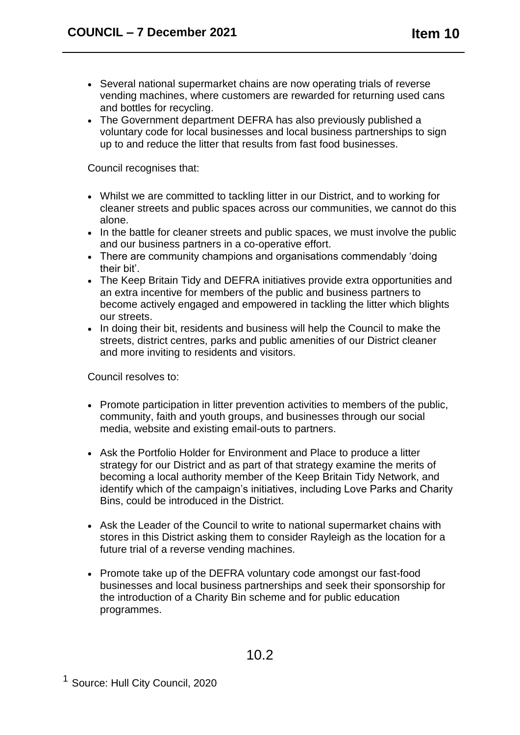- Several national supermarket chains are now operating trials of reverse vending machines, where customers are rewarded for returning used cans and bottles for recycling.
- The Government department DEFRA has also previously published a voluntary code for local businesses and local business partnerships to sign up to and reduce the litter that results from fast food businesses.

Council recognises that:

- Whilst we are committed to tackling litter in our District, and to working for cleaner streets and public spaces across our communities, we cannot do this alone.
- In the battle for cleaner streets and public spaces, we must involve the public and our business partners in a co-operative effort.
- There are community champions and organisations commendably 'doing their bit'.
- The Keep Britain Tidy and DEFRA initiatives provide extra opportunities and an extra incentive for members of the public and business partners to become actively engaged and empowered in tackling the litter which blights our streets.
- In doing their bit, residents and business will help the Council to make the streets, district centres, parks and public amenities of our District cleaner and more inviting to residents and visitors.

Council resolves to:

- Promote participation in litter prevention activities to members of the public, community, faith and youth groups, and businesses through our social media, website and existing email-outs to partners.

- Ask the Portfolio Holder for Environment and Place to produce a litter strategy for our District and as part of that strategy examine the merits of becoming a local authority member of the Keep Britain Tidy Network, and identify which of the campaign's initiatives, including Love Parks and Charity Bins, could be introduced in the District.

- Ask the Leader of the Council to write to national supermarket chains with stores in this District asking them to consider Rayleigh as the location for a future trial of a reverse vending machines.

- Promote take up of the DEFRA voluntary code amongst our fast-food businesses and local business partnerships and seek their sponsorship for the introduction of a Charity Bin scheme and for public education programmes.

[1] Source: Hull City Council, 2020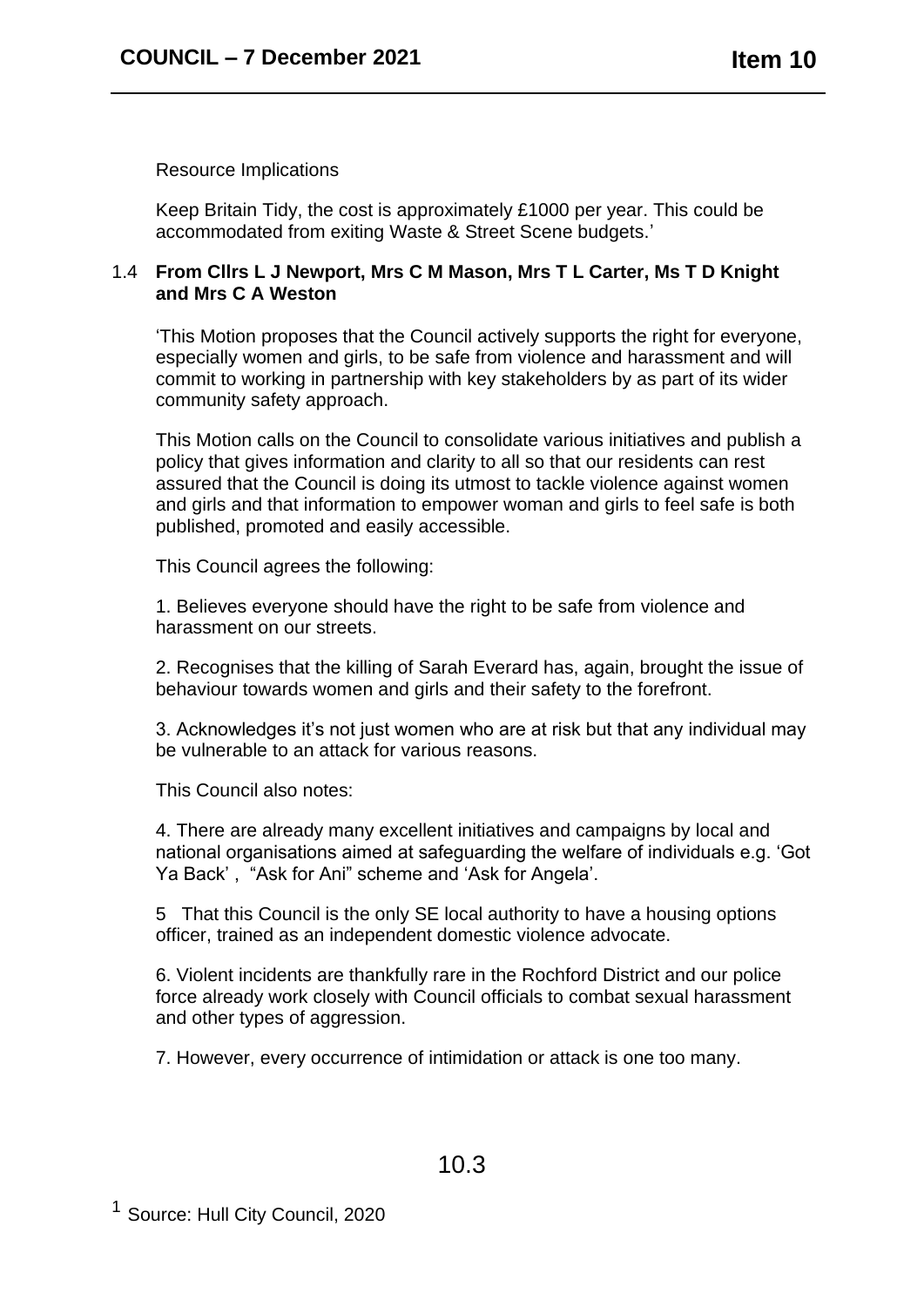Resource Implications

Keep Britain Tidy, the cost is approximately £1000 per year. This could be accommodated from exiting Waste & Street Scene budgets.'

1.4 **From Cllrs L J Newport, Mrs C M Mason, Mrs T L Carter, Ms T D Knight and Mrs C A Weston**

'This Motion proposes that the Council actively supports the right for everyone, especially women and girls, to be safe from violence and harassment and will commit to working in partnership with key stakeholders by as part of its wider community safety approach.

This Motion calls on the Council to consolidate various initiatives and publish a policy that gives information and clarity to all so that our residents can rest assured that the Council is doing its utmost to tackle violence against women and girls and that information to empower woman and girls to feel safe is both published, promoted and easily accessible.

This Council agrees the following:

1. Believes everyone should have the right to be safe from violence and harassment on our streets.

2. Recognises that the killing of Sarah Everard has, again, brought the issue of behaviour towards women and girls and their safety to the forefront.

3. Acknowledges it's not just women who are at risk but that any individual may be vulnerable to an attack for various reasons.

This Council also notes:

4. There are already many excellent initiatives and campaigns by local and national organisations aimed at safeguarding the welfare of individuals e.g. 'Got Ya Back' , "Ask for Ani" scheme and 'Ask for Angela'.

5 That this Council is the only SE local authority to have a housing options officer, trained as an independent domestic violence advocate.

6. Violent incidents are thankfully rare in the Rochford District and our police force already work closely with Council officials to combat sexual harassment and other types of aggression.

7. However, every occurrence of intimidation or attack is one too many.

[1] Source: Hull City Council, 2020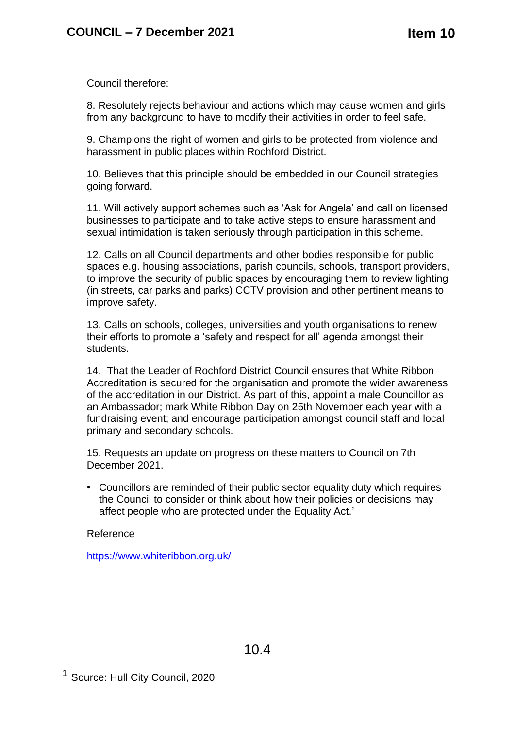Council therefore:

8. Resolutely rejects behaviour and actions which may cause women and girls from any background to have to modify their activities in order to feel safe.

9. Champions the right of women and girls to be protected from violence and harassment in public places within Rochford District.

10. Believes that this principle should be embedded in our Council strategies going forward.

11. Will actively support schemes such as 'Ask for Angela' and call on licensed businesses to participate and to take active steps to ensure harassment and sexual intimidation is taken seriously through participation in this scheme.

12. Calls on all Council departments and other bodies responsible for public spaces e.g. housing associations, parish councils, schools, transport providers, to improve the security of public spaces by encouraging them to review lighting (in streets, car parks and parks) CCTV provision and other pertinent means to improve safety.

13. Calls on schools, colleges, universities and youth organisations to renew their efforts to promote a 'safety and respect for all' agenda amongst their students.

14. That the Leader of Rochford District Council ensures that White Ribbon Accreditation is secured for the organisation and promote the wider awareness of the accreditation in our District. As part of this, appoint a male Councillor as an Ambassador; mark White Ribbon Day on 25th November each year with a fundraising event; and encourage participation amongst council staff and local primary and secondary schools.

15. Requests an update on progress on these matters to Council on 7th December 2021.

- Councillors are reminded of their public sector equality duty which requires the Council to consider or think about how their policies or decisions may affect people who are protected under the Equality Act.'

Reference

https://www.whiteribbon.org.uk/

[1] Source: Hull City Council, 2020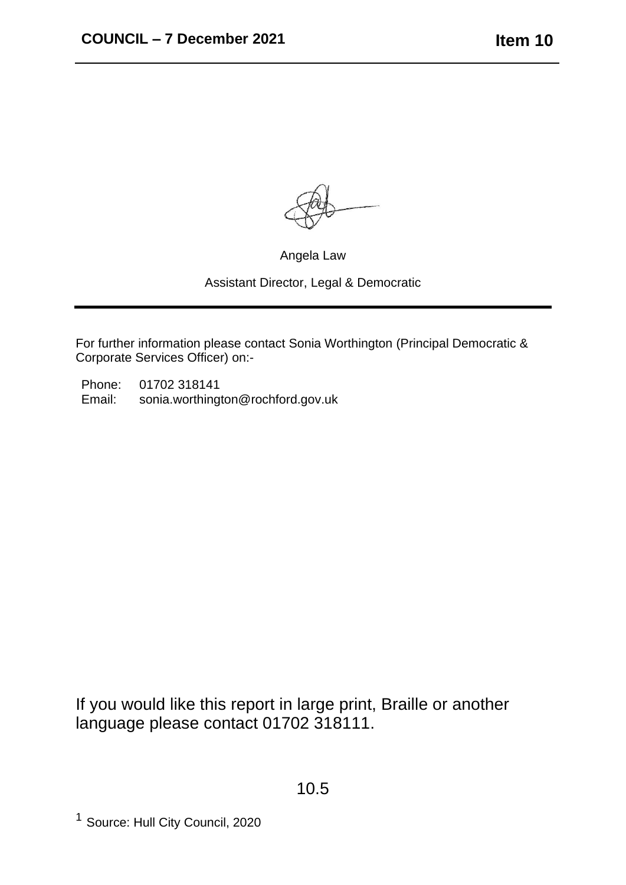Angela Law

Assistant Director, Legal & Democratic

For further information please contact Sonia Worthington (Principal Democratic & Corporate Services Officer) on:-

Phone: 01702 318141
Email: sonia.worthington@rochford.gov.uk

If you would like this report in large print, Braille or another language please contact 01702 318111.

[1] Source: Hull City Council, 2020